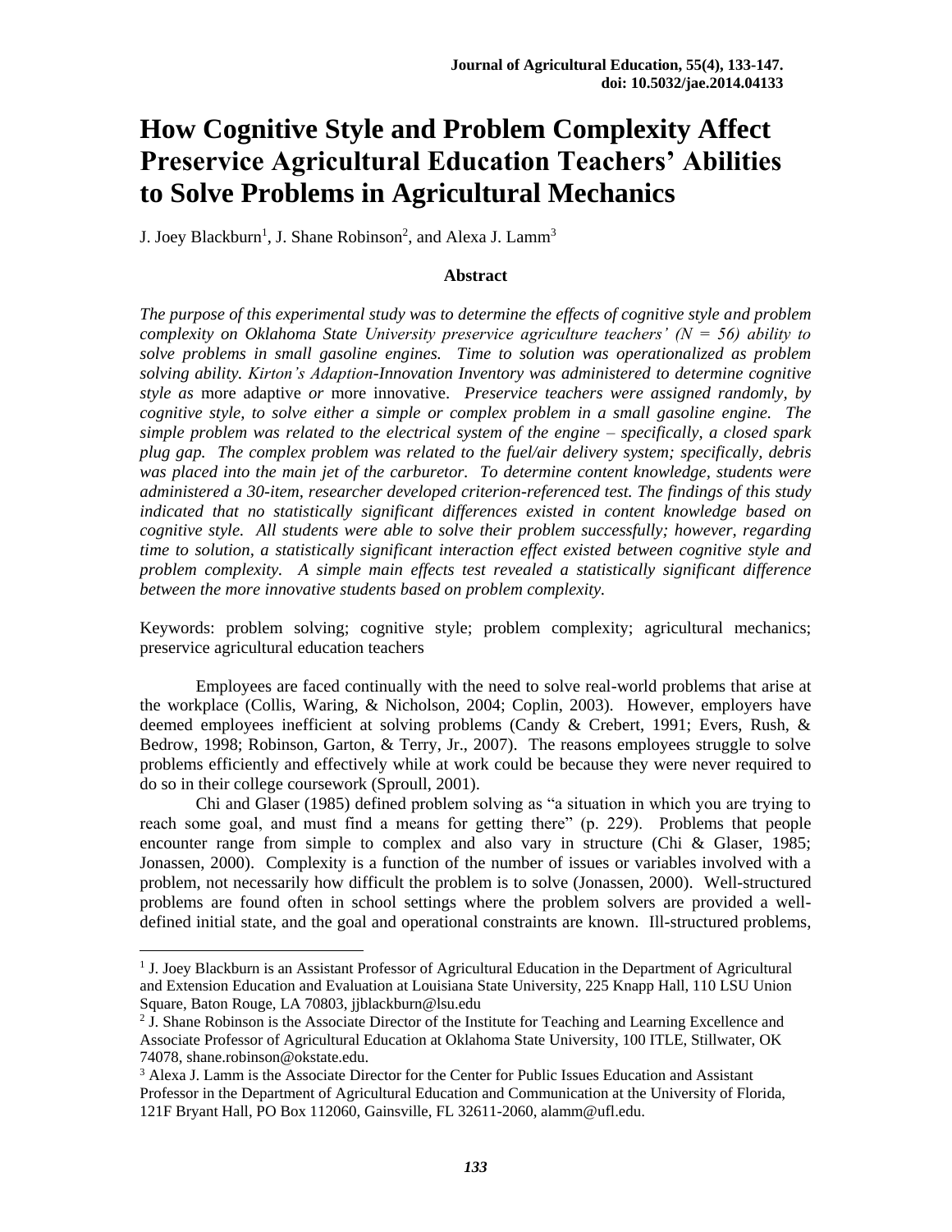# How Cognitive Style and Problem Complexity Affect Preservice Agricultural Education Teachers' Abilities to Solve Problems in Agricultural Mechanics

J. Joey Blackburn[1], J. Shane Robinson[2], and Alexa J. Lamm[3]

### Abstract

*The purpose of this experimental study was to determine the effects of cognitive style and problem complexity on Oklahoma State University preservice agriculture teachers' (N = 56) ability to solve problems in small gasoline engines. Time to solution was operationalized as problem solving ability. Kirton's Adaption-Innovation Inventory was administered to determine cognitive style as* more adaptive *or* more innovative. *Preservice teachers were assigned randomly, by cognitive style, to solve either a simple or complex problem in a small gasoline engine. The simple problem was related to the electrical system of the engine – specifically, a closed spark plug gap. The complex problem was related to the fuel/air delivery system; specifically, debris was placed into the main jet of the carburetor. To determine content knowledge, students were administered a 30-item, researcher developed criterion-referenced test. The findings of this study indicated that no statistically significant differences existed in content knowledge based on cognitive style. All students were able to solve their problem successfully; however, regarding time to solution, a statistically significant interaction effect existed between cognitive style and problem complexity. A simple main effects test revealed a statistically significant difference between the more innovative students based on problem complexity.*

Keywords: problem solving; cognitive style; problem complexity; agricultural mechanics; preservice agricultural education teachers

Employees are faced continually with the need to solve real-world problems that arise at the workplace (Collis, Waring, & Nicholson, 2004; Coplin, 2003). However, employers have deemed employees inefficient at solving problems (Candy & Crebert, 1991; Evers, Rush, & Bedrow, 1998; Robinson, Garton, & Terry, Jr., 2007). The reasons employees struggle to solve problems efficiently and effectively while at work could be because they were never required to do so in their college coursework (Sproull, 2001).

Chi and Glaser (1985) defined problem solving as "a situation in which you are trying to reach some goal, and must find a means for getting there" (p. 229). Problems that people encounter range from simple to complex and also vary in structure (Chi & Glaser, 1985; Jonassen, 2000). Complexity is a function of the number of issues or variables involved with a problem, not necessarily how difficult the problem is to solve (Jonassen, 2000). Well-structured problems are found often in school settings where the problem solvers are provided a well-defined initial state, and the goal and operational constraints are known. Ill-structured problems,

---

[1] J. Joey Blackburn is an Assistant Professor of Agricultural Education in the Department of Agricultural and Extension Education and Evaluation at Louisiana State University, 225 Knapp Hall, 110 LSU Union Square, Baton Rouge, LA 70803, jjblackburn@lsu.edu

[2] J. Shane Robinson is the Associate Director of the Institute for Teaching and Learning Excellence and Associate Professor of Agricultural Education at Oklahoma State University, 100 ITLE, Stillwater, OK 74078, shane.robinson@okstate.edu.

[3] Alexa J. Lamm is the Associate Director for the Center for Public Issues Education and Assistant Professor in the Department of Agricultural Education and Communication at the University of Florida, 121F Bryant Hall, PO Box 112060, Gainsville, FL 32611-2060, alamm@ufl.edu.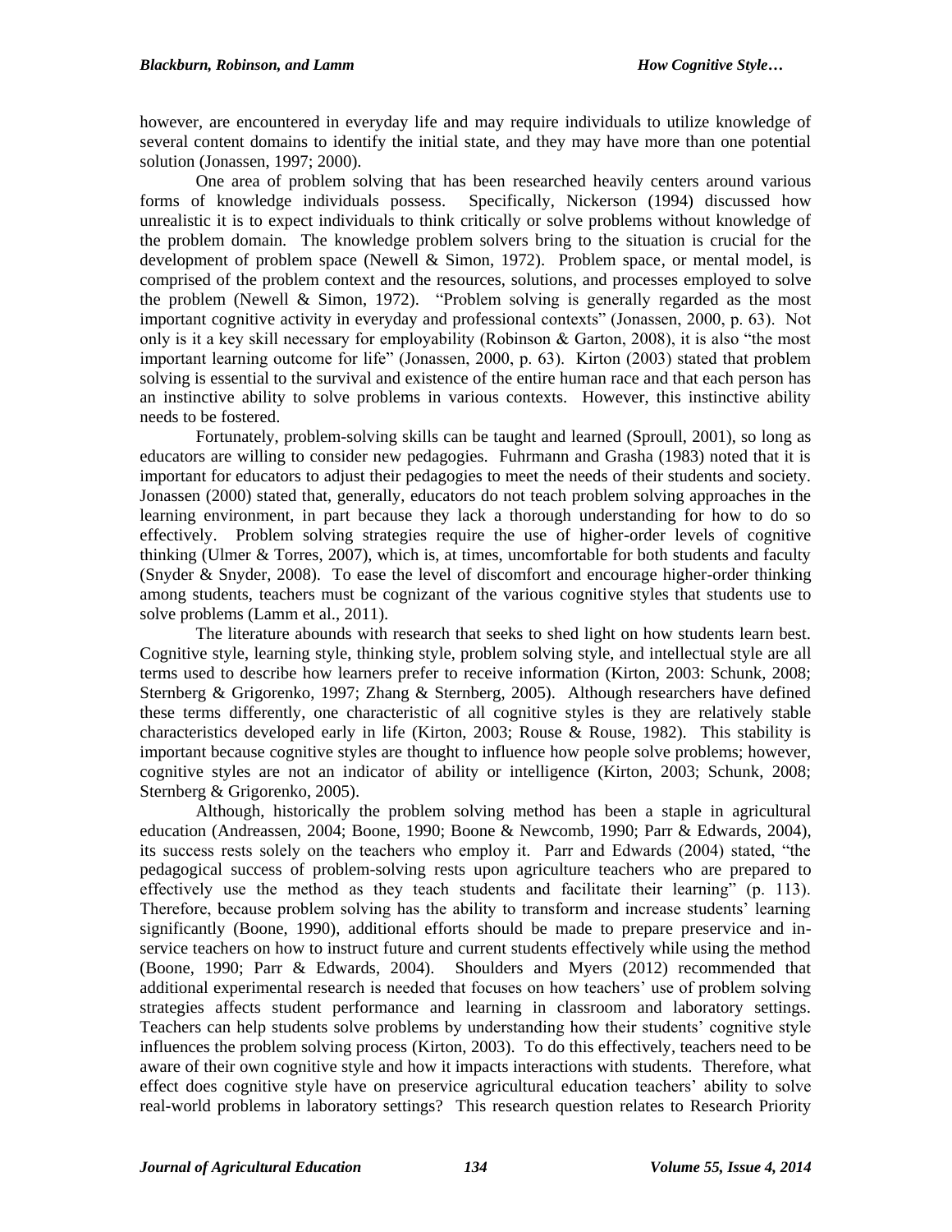however, are encountered in everyday life and may require individuals to utilize knowledge of several content domains to identify the initial state, and they may have more than one potential solution (Jonassen, 1997; 2000).

One area of problem solving that has been researched heavily centers around various forms of knowledge individuals possess. Specifically, Nickerson (1994) discussed how unrealistic it is to expect individuals to think critically or solve problems without knowledge of the problem domain. The knowledge problem solvers bring to the situation is crucial for the development of problem space (Newell & Simon, 1972). Problem space, or mental model, is comprised of the problem context and the resources, solutions, and processes employed to solve the problem (Newell & Simon, 1972). "Problem solving is generally regarded as the most important cognitive activity in everyday and professional contexts" (Jonassen, 2000, p. 63). Not only is it a key skill necessary for employability (Robinson & Garton, 2008), it is also "the most important learning outcome for life" (Jonassen, 2000, p. 63). Kirton (2003) stated that problem solving is essential to the survival and existence of the entire human race and that each person has an instinctive ability to solve problems in various contexts. However, this instinctive ability needs to be fostered.

Fortunately, problem-solving skills can be taught and learned (Sproull, 2001), so long as educators are willing to consider new pedagogies. Fuhrmann and Grasha (1983) noted that it is important for educators to adjust their pedagogies to meet the needs of their students and society. Jonassen (2000) stated that, generally, educators do not teach problem solving approaches in the learning environment, in part because they lack a thorough understanding for how to do so effectively. Problem solving strategies require the use of higher-order levels of cognitive thinking (Ulmer & Torres, 2007), which is, at times, uncomfortable for both students and faculty (Snyder & Snyder, 2008). To ease the level of discomfort and encourage higher-order thinking among students, teachers must be cognizant of the various cognitive styles that students use to solve problems (Lamm et al., 2011).

The literature abounds with research that seeks to shed light on how students learn best. Cognitive style, learning style, thinking style, problem solving style, and intellectual style are all terms used to describe how learners prefer to receive information (Kirton, 2003: Schunk, 2008; Sternberg & Grigorenko, 1997; Zhang & Sternberg, 2005). Although researchers have defined these terms differently, one characteristic of all cognitive styles is they are relatively stable characteristics developed early in life (Kirton, 2003; Rouse & Rouse, 1982). This stability is important because cognitive styles are thought to influence how people solve problems; however, cognitive styles are not an indicator of ability or intelligence (Kirton, 2003; Schunk, 2008; Sternberg & Grigorenko, 2005).

Although, historically the problem solving method has been a staple in agricultural education (Andreassen, 2004; Boone, 1990; Boone & Newcomb, 1990; Parr & Edwards, 2004), its success rests solely on the teachers who employ it. Parr and Edwards (2004) stated, "the pedagogical success of problem-solving rests upon agriculture teachers who are prepared to effectively use the method as they teach students and facilitate their learning" (p. 113). Therefore, because problem solving has the ability to transform and increase students' learning significantly (Boone, 1990), additional efforts should be made to prepare preservice and in-service teachers on how to instruct future and current students effectively while using the method (Boone, 1990; Parr & Edwards, 2004). Shoulders and Myers (2012) recommended that additional experimental research is needed that focuses on how teachers' use of problem solving strategies affects student performance and learning in classroom and laboratory settings. Teachers can help students solve problems by understanding how their students' cognitive style influences the problem solving process (Kirton, 2003). To do this effectively, teachers need to be aware of their own cognitive style and how it impacts interactions with students. Therefore, what effect does cognitive style have on preservice agricultural education teachers' ability to solve real-world problems in laboratory settings? This research question relates to Research Priority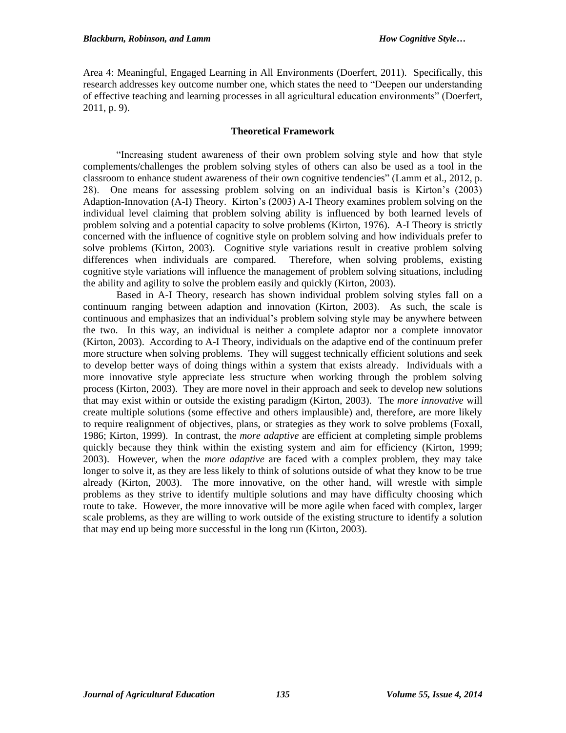Area 4: Meaningful, Engaged Learning in All Environments (Doerfert, 2011). Specifically, this research addresses key outcome number one, which states the need to "Deepen our understanding of effective teaching and learning processes in all agricultural education environments" (Doerfert, 2011, p. 9).

## Theoretical Framework

"Increasing student awareness of their own problem solving style and how that style complements/challenges the problem solving styles of others can also be used as a tool in the classroom to enhance student awareness of their own cognitive tendencies" (Lamm et al., 2012, p. 28). One means for assessing problem solving on an individual basis is Kirton's (2003) Adaption-Innovation (A-I) Theory. Kirton's (2003) A-I Theory examines problem solving on the individual level claiming that problem solving ability is influenced by both learned levels of problem solving and a potential capacity to solve problems (Kirton, 1976). A-I Theory is strictly concerned with the influence of cognitive style on problem solving and how individuals prefer to solve problems (Kirton, 2003). Cognitive style variations result in creative problem solving differences when individuals are compared. Therefore, when solving problems, existing cognitive style variations will influence the management of problem solving situations, including the ability and agility to solve the problem easily and quickly (Kirton, 2003).

Based in A-I Theory, research has shown individual problem solving styles fall on a continuum ranging between adaption and innovation (Kirton, 2003). As such, the scale is continuous and emphasizes that an individual's problem solving style may be anywhere between the two. In this way, an individual is neither a complete adaptor nor a complete innovator (Kirton, 2003). According to A-I Theory, individuals on the adaptive end of the continuum prefer more structure when solving problems. They will suggest technically efficient solutions and seek to develop better ways of doing things within a system that exists already. Individuals with a more innovative style appreciate less structure when working through the problem solving process (Kirton, 2003). They are more novel in their approach and seek to develop new solutions that may exist within or outside the existing paradigm (Kirton, 2003). The *more innovative* will create multiple solutions (some effective and others implausible) and, therefore, are more likely to require realignment of objectives, plans, or strategies as they work to solve problems (Foxall, 1986; Kirton, 1999). In contrast, the *more adaptive* are efficient at completing simple problems quickly because they think within the existing system and aim for efficiency (Kirton, 1999; 2003). However, when the *more adaptive* are faced with a complex problem, they may take longer to solve it, as they are less likely to think of solutions outside of what they know to be true already (Kirton, 2003). The more innovative, on the other hand, will wrestle with simple problems as they strive to identify multiple solutions and may have difficulty choosing which route to take. However, the more innovative will be more agile when faced with complex, larger scale problems, as they are willing to work outside of the existing structure to identify a solution that may end up being more successful in the long run (Kirton, 2003).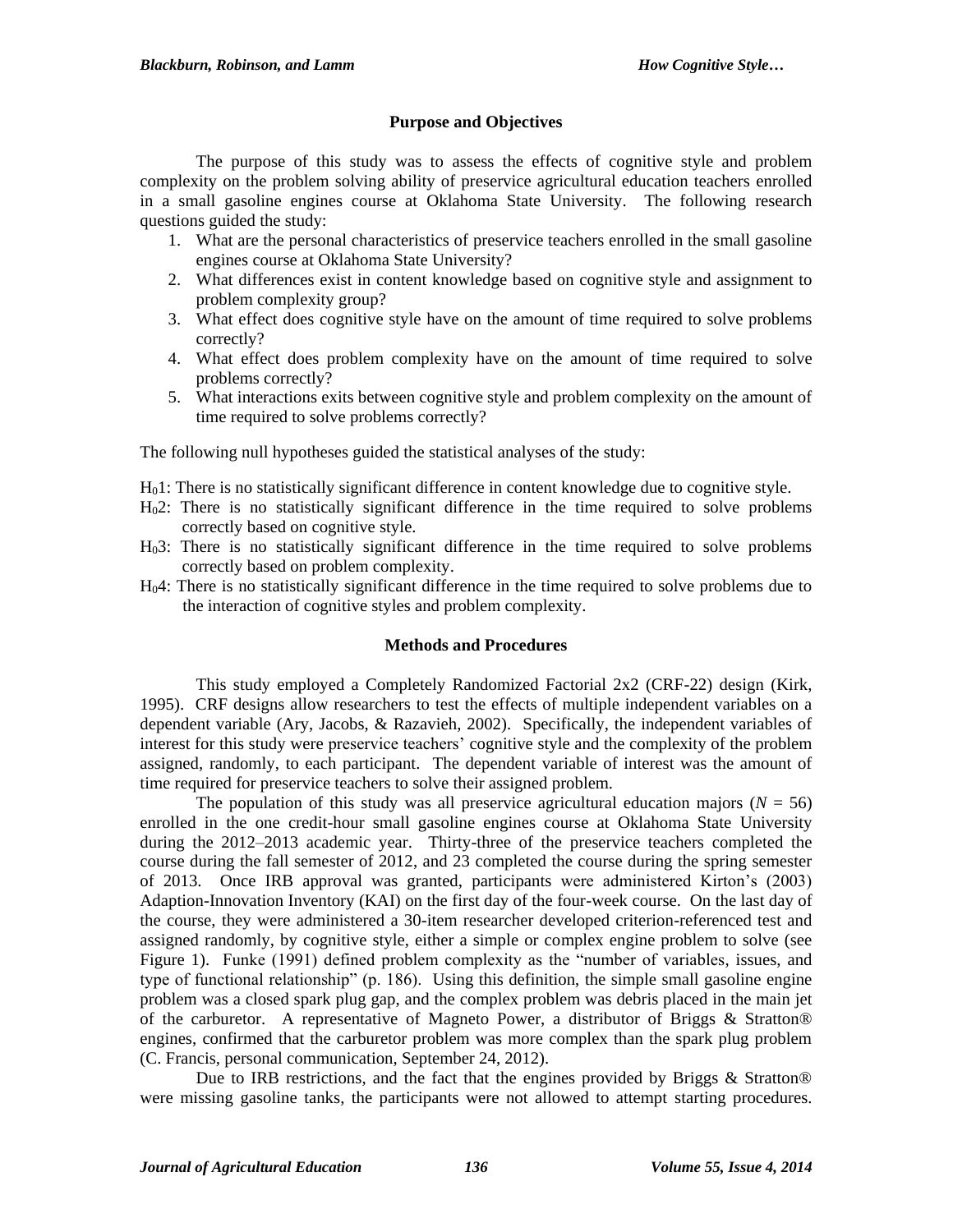## Purpose and Objectives

The purpose of this study was to assess the effects of cognitive style and problem complexity on the problem solving ability of preservice agricultural education teachers enrolled in a small gasoline engines course at Oklahoma State University. The following research questions guided the study:

1. What are the personal characteristics of preservice teachers enrolled in the small gasoline engines course at Oklahoma State University?
2. What differences exist in content knowledge based on cognitive style and assignment to problem complexity group?
3. What effect does cognitive style have on the amount of time required to solve problems correctly?
4. What effect does problem complexity have on the amount of time required to solve problems correctly?
5. What interactions exits between cognitive style and problem complexity on the amount of time required to solve problems correctly?

The following null hypotheses guided the statistical analyses of the study:

$H_01$: There is no statistically significant difference in content knowledge due to cognitive style.

$H_02$: There is no statistically significant difference in the time required to solve problems correctly based on cognitive style.

$H_03$: There is no statistically significant difference in the time required to solve problems correctly based on problem complexity.

$H_04$: There is no statistically significant difference in the time required to solve problems due to the interaction of cognitive styles and problem complexity.

## Methods and Procedures

This study employed a Completely Randomized Factorial 2x2 (CRF-22) design (Kirk, 1995). CRF designs allow researchers to test the effects of multiple independent variables on a dependent variable (Ary, Jacobs, & Razavieh, 2002). Specifically, the independent variables of interest for this study were preservice teachers' cognitive style and the complexity of the problem assigned, randomly, to each participant. The dependent variable of interest was the amount of time required for preservice teachers to solve their assigned problem.

The population of this study was all preservice agricultural education majors ($N$ = 56) enrolled in the one credit-hour small gasoline engines course at Oklahoma State University during the 2012–2013 academic year. Thirty-three of the preservice teachers completed the course during the fall semester of 2012, and 23 completed the course during the spring semester of 2013. Once IRB approval was granted, participants were administered Kirton's (2003) Adaption-Innovation Inventory (KAI) on the first day of the four-week course. On the last day of the course, they were administered a 30-item researcher developed criterion-referenced test and assigned randomly, by cognitive style, either a simple or complex engine problem to solve (see Figure 1). Funke (1991) defined problem complexity as the "number of variables, issues, and type of functional relationship" (p. 186). Using this definition, the simple small gasoline engine problem was a closed spark plug gap, and the complex problem was debris placed in the main jet of the carburetor. A representative of Magneto Power, a distributor of Briggs & Stratton® engines, confirmed that the carburetor problem was more complex than the spark plug problem (C. Francis, personal communication, September 24, 2012).

Due to IRB restrictions, and the fact that the engines provided by Briggs & Stratton® were missing gasoline tanks, the participants were not allowed to attempt starting procedures.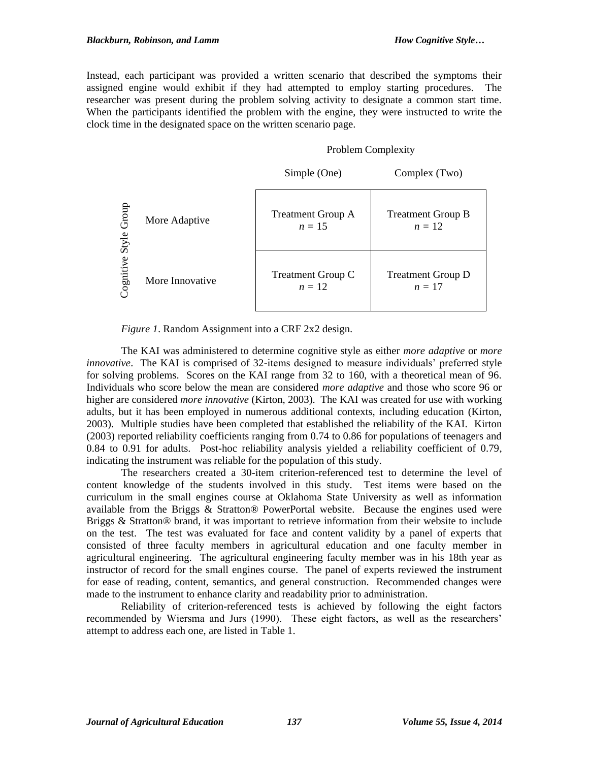Instead, each participant was provided a written scenario that described the symptoms their assigned engine would exhibit if they had attempted to employ starting procedures. The researcher was present during the problem solving activity to designate a common start time. When the participants identified the problem with the engine, they were instructed to write the clock time in the designated space on the written scenario page.

| Cognitive Style Group | Problem Complexity: Simple (One) | Problem Complexity: Complex (Two) |
|---|---|---|
| More Adaptive | Treatment Group A $n = 15$ | Treatment Group B $n = 12$ |
| More Innovative | Treatment Group C $n = 12$ | Treatment Group D $n = 17$ |

*Figure 1*. Random Assignment into a CRF 2x2 design.

The KAI was administered to determine cognitive style as either *more adaptive* or *more innovative*. The KAI is comprised of 32-items designed to measure individuals' preferred style for solving problems. Scores on the KAI range from 32 to 160, with a theoretical mean of 96. Individuals who score below the mean are considered *more adaptive* and those who score 96 or higher are considered *more innovative* (Kirton, 2003). The KAI was created for use with working adults, but it has been employed in numerous additional contexts, including education (Kirton, 2003). Multiple studies have been completed that established the reliability of the KAI. Kirton (2003) reported reliability coefficients ranging from 0.74 to 0.86 for populations of teenagers and 0.84 to 0.91 for adults. Post-hoc reliability analysis yielded a reliability coefficient of 0.79, indicating the instrument was reliable for the population of this study.

The researchers created a 30-item criterion-referenced test to determine the level of content knowledge of the students involved in this study. Test items were based on the curriculum in the small engines course at Oklahoma State University as well as information available from the Briggs & Stratton® PowerPortal website. Because the engines used were Briggs & Stratton® brand, it was important to retrieve information from their website to include on the test. The test was evaluated for face and content validity by a panel of experts that consisted of three faculty members in agricultural education and one faculty member in agricultural engineering. The agricultural engineering faculty member was in his 18th year as instructor of record for the small engines course. The panel of experts reviewed the instrument for ease of reading, content, semantics, and general construction. Recommended changes were made to the instrument to enhance clarity and readability prior to administration.

Reliability of criterion-referenced tests is achieved by following the eight factors recommended by Wiersma and Jurs (1990). These eight factors, as well as the researchers' attempt to address each one, are listed in Table 1.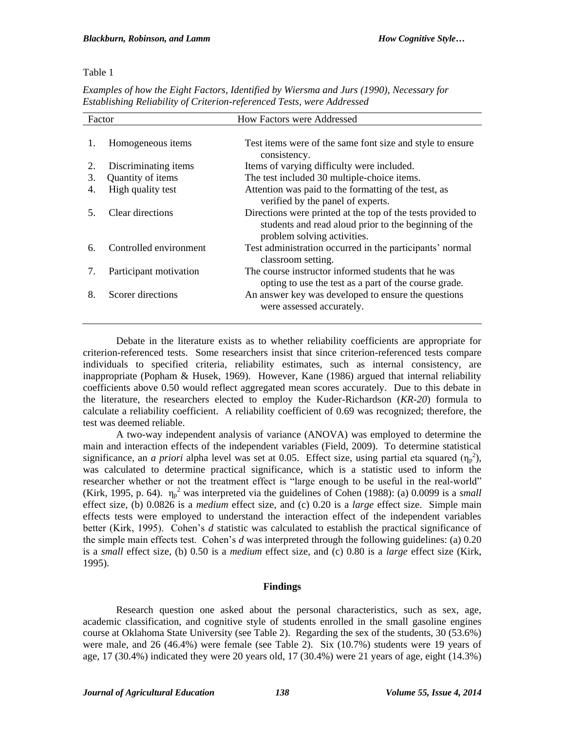Table 1

*Examples of how the Eight Factors, Identified by Wiersma and Jurs (1990), Necessary for Establishing Reliability of Criterion-referenced Tests, were Addressed*

| Factor | How Factors were Addressed |
|---|---|
| 1. Homogeneous items | Test items were of the same font size and style to ensure consistency. |
| 2. Discriminating items | Items of varying difficulty were included. |
| 3. Quantity of items | The test included 30 multiple-choice items. |
| 4. High quality test | Attention was paid to the formatting of the test, as verified by the panel of experts. |
| 5. Clear directions | Directions were printed at the top of the tests provided to students and read aloud prior to the beginning of the problem solving activities. |
| 6. Controlled environment | Test administration occurred in the participants' normal classroom setting. |
| 7. Participant motivation | The course instructor informed students that he was opting to use the test as a part of the course grade. |
| 8. Scorer directions | An answer key was developed to ensure the questions were assessed accurately. |

Debate in the literature exists as to whether reliability coefficients are appropriate for criterion-referenced tests. Some researchers insist that since criterion-referenced tests compare individuals to specified criteria, reliability estimates, such as internal consistency, are inappropriate (Popham & Husek, 1969). However, Kane (1986) argued that internal reliability coefficients above 0.50 would reflect aggregated mean scores accurately. Due to this debate in the literature, the researchers elected to employ the Kuder-Richardson (*KR-20*) formula to calculate a reliability coefficient. A reliability coefficient of 0.69 was recognized; therefore, the test was deemed reliable.

A two-way independent analysis of variance (ANOVA) was employed to determine the main and interaction effects of the independent variables (Field, 2009). To determine statistical significance, an *a priori* alpha level was set at 0.05. Effect size, using partial eta squared ($\eta_p^2$), was calculated to determine practical significance, which is a statistic used to inform the researcher whether or not the treatment effect is "large enough to be useful in the real-world" (Kirk, 1995, p. 64). $\eta_p^2$ was interpreted via the guidelines of Cohen (1988): (a) 0.0099 is a *small* effect size, (b) 0.0826 is a *medium* effect size, and (c) 0.20 is a *large* effect size. Simple main effects tests were employed to understand the interaction effect of the independent variables better (Kirk, 1995). Cohen's *d* statistic was calculated to establish the practical significance of the simple main effects test. Cohen's *d* was interpreted through the following guidelines: (a) 0.20 is a *small* effect size, (b) 0.50 is a *medium* effect size, and (c) 0.80 is a *large* effect size (Kirk, 1995).

## Findings

Research question one asked about the personal characteristics, such as sex, age, academic classification, and cognitive style of students enrolled in the small gasoline engines course at Oklahoma State University (see Table 2). Regarding the sex of the students, 30 (53.6%) were male, and 26 (46.4%) were female (see Table 2). Six (10.7%) students were 19 years of age, 17 (30.4%) indicated they were 20 years old, 17 (30.4%) were 21 years of age, eight (14.3%)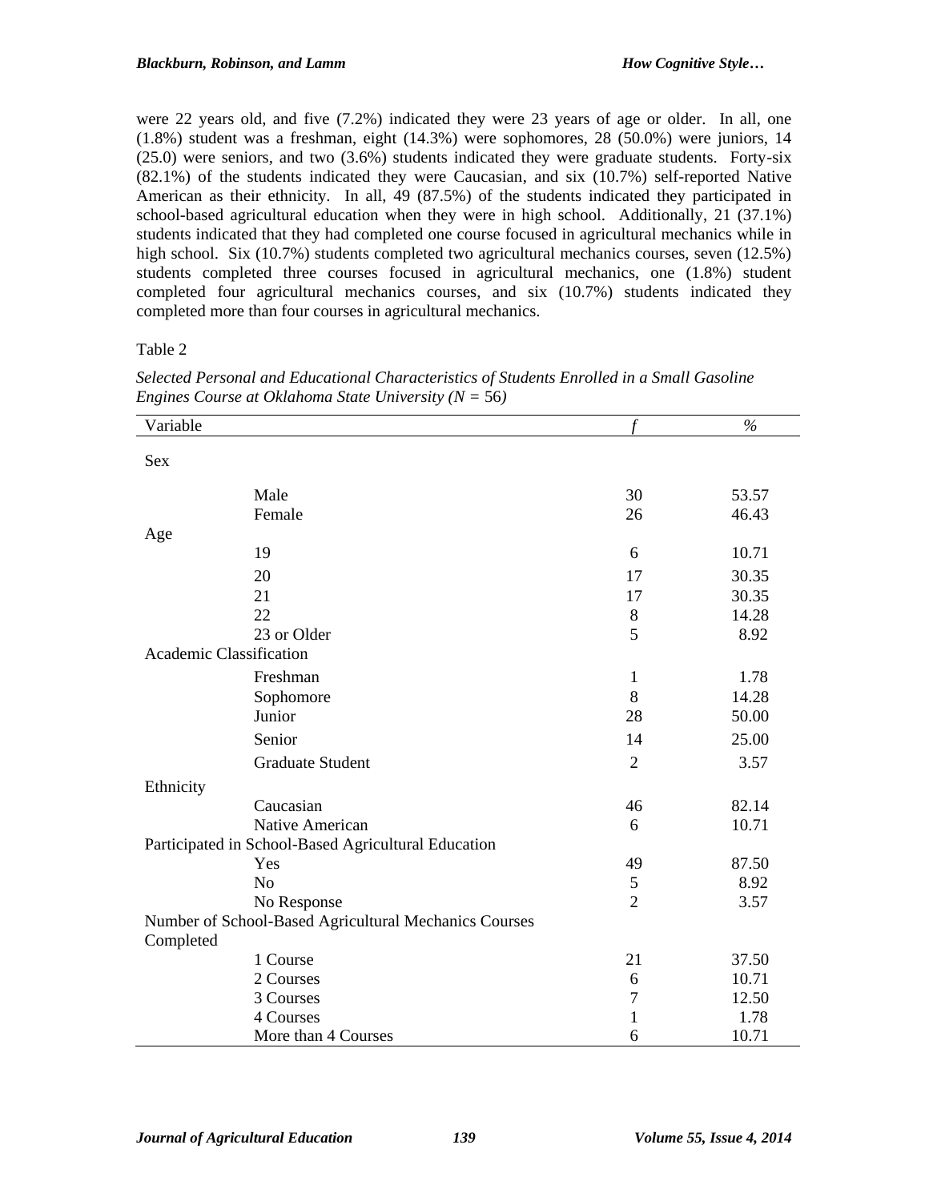were 22 years old, and five (7.2%) indicated they were 23 years of age or older. In all, one (1.8%) student was a freshman, eight (14.3%) were sophomores, 28 (50.0%) were juniors, 14 (25.0) were seniors, and two (3.6%) students indicated they were graduate students. Forty-six (82.1%) of the students indicated they were Caucasian, and six (10.7%) self-reported Native American as their ethnicity. In all, 49 (87.5%) of the students indicated they participated in school-based agricultural education when they were in high school. Additionally, 21 (37.1%) students indicated that they had completed one course focused in agricultural mechanics while in high school. Six (10.7%) students completed two agricultural mechanics courses, seven (12.5%) students completed three courses focused in agricultural mechanics, one (1.8%) student completed four agricultural mechanics courses, and six (10.7%) students indicated they completed more than four courses in agricultural mechanics.

Table 2

*Selected Personal and Educational Characteristics of Students Enrolled in a Small Gasoline Engines Course at Oklahoma State University (N = 56)*

| Variable | | *f* | % |
|---|---|---|---|
| Sex | | | |
| | Male | 30 | 53.57 |
| | Female | 26 | 46.43 |
| Age | | | |
| | 19 | 6 | 10.71 |
| | 20 | 17 | 30.35 |
| | 21 | 17 | 30.35 |
| | 22 | 8 | 14.28 |
| | 23 or Older | 5 | 8.92 |
| Academic Classification | | | |
| | Freshman | 1 | 1.78 |
| | Sophomore | 8 | 14.28 |
| | Junior | 28 | 50.00 |
| | Senior | 14 | 25.00 |
| | Graduate Student | 2 | 3.57 |
| Ethnicity | | | |
| | Caucasian | 46 | 82.14 |
| | Native American | 6 | 10.71 |
| Participated in School-Based Agricultural Education | | | |
| | Yes | 49 | 87.50 |
| | No | 5 | 8.92 |
| | No Response | 2 | 3.57 |
| Number of School-Based Agricultural Mechanics Courses Completed | | | |
| | 1 Course | 21 | 37.50 |
| | 2 Courses | 6 | 10.71 |
| | 3 Courses | 7 | 12.50 |
| | 4 Courses | 1 | 1.78 |
| | More than 4 Courses | 6 | 10.71 |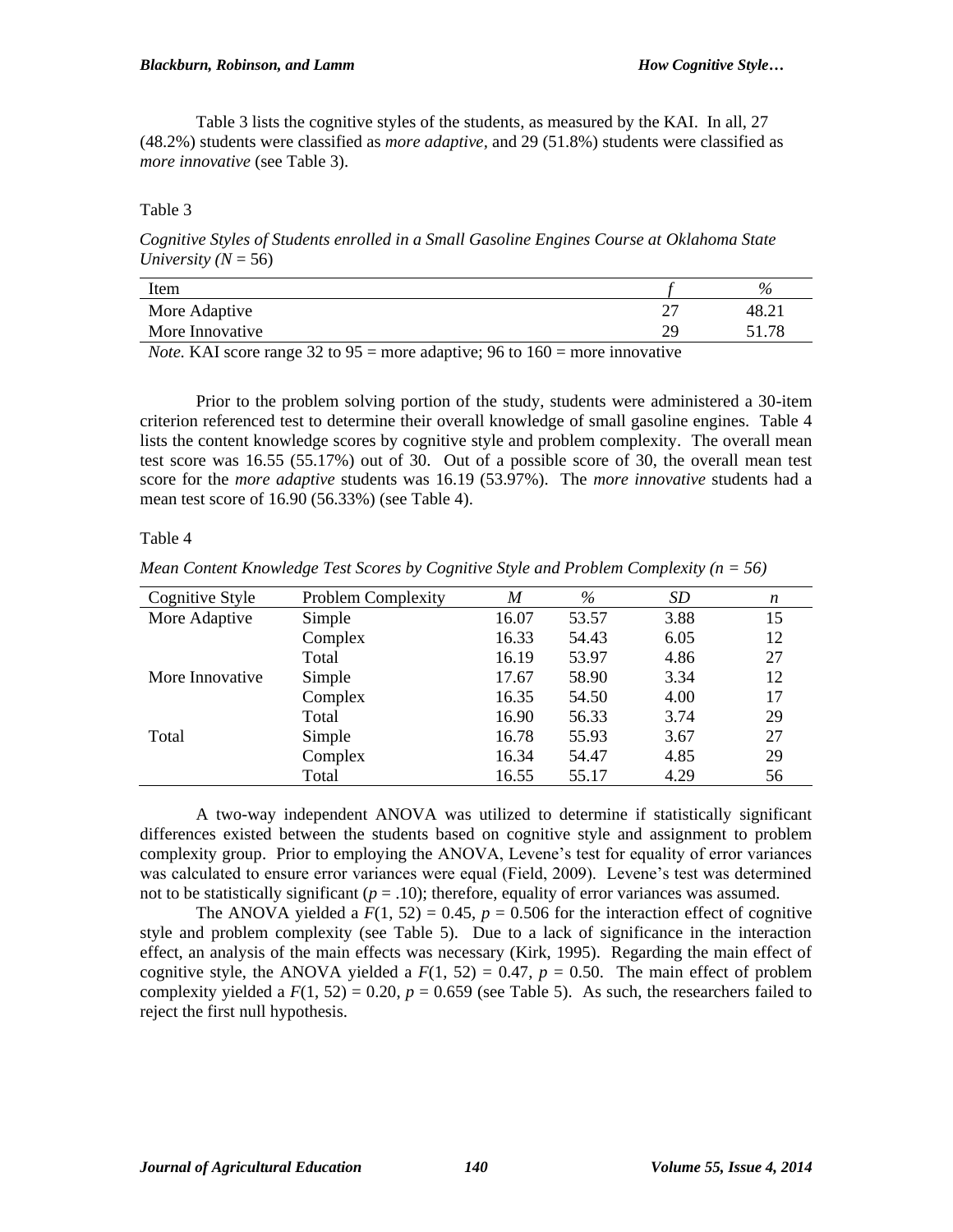Table 3 lists the cognitive styles of the students, as measured by the KAI. In all, 27 (48.2%) students were classified as *more adaptive*, and 29 (51.8%) students were classified as *more innovative* (see Table 3).

Table 3

*Cognitive Styles of Students enrolled in a Small Gasoline Engines Course at Oklahoma State University (N = 56)*

| Item | *f* | % |
|---|---|---|
| More Adaptive | 27 | 48.21 |
| More Innovative | 29 | 51.78 |

*Note.* KAI score range 32 to 95 = more adaptive; 96 to 160 = more innovative

Prior to the problem solving portion of the study, students were administered a 30-item criterion referenced test to determine their overall knowledge of small gasoline engines. Table 4 lists the content knowledge scores by cognitive style and problem complexity. The overall mean test score was 16.55 (55.17%) out of 30. Out of a possible score of 30, the overall mean test score for the *more adaptive* students was 16.19 (53.97%). The *more innovative* students had a mean test score of 16.90 (56.33%) (see Table 4).

Table 4

*Mean Content Knowledge Test Scores by Cognitive Style and Problem Complexity (n = 56)*

| Cognitive Style | Problem Complexity | *M* | % | *SD* | *n* |
|---|---|---|---|---|---|
| More Adaptive | Simple | 16.07 | 53.57 | 3.88 | 15 |
| | Complex | 16.33 | 54.43 | 6.05 | 12 |
| | Total | 16.19 | 53.97 | 4.86 | 27 |
| More Innovative | Simple | 17.67 | 58.90 | 3.34 | 12 |
| | Complex | 16.35 | 54.50 | 4.00 | 17 |
| | Total | 16.90 | 56.33 | 3.74 | 29 |
| Total | Simple | 16.78 | 55.93 | 3.67 | 27 |
| | Complex | 16.34 | 54.47 | 4.85 | 29 |
| | Total | 16.55 | 55.17 | 4.29 | 56 |

A two-way independent ANOVA was utilized to determine if statistically significant differences existed between the students based on cognitive style and assignment to problem complexity group. Prior to employing the ANOVA, Levene's test for equality of error variances was calculated to ensure error variances were equal (Field, 2009). Levene's test was determined not to be statistically significant ($p = .10$); therefore, equality of error variances was assumed.

The ANOVA yielded a $F(1, 52) = 0.45$, $p = 0.506$ for the interaction effect of cognitive style and problem complexity (see Table 5). Due to a lack of significance in the interaction effect, an analysis of the main effects was necessary (Kirk, 1995). Regarding the main effect of cognitive style, the ANOVA yielded a $F(1, 52) = 0.47$, $p = 0.50$. The main effect of problem complexity yielded a $F(1, 52) = 0.20$, $p = 0.659$ (see Table 5). As such, the researchers failed to reject the first null hypothesis.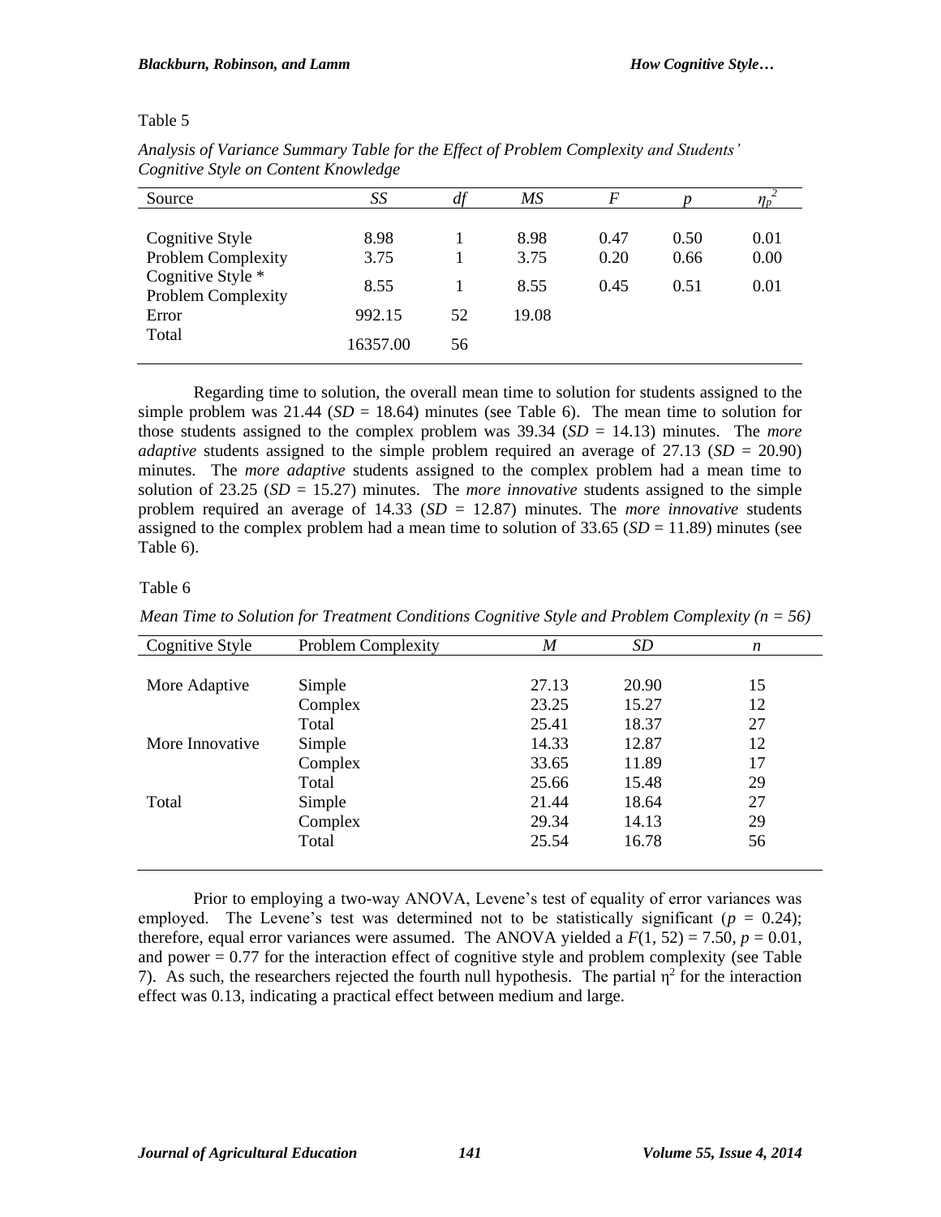Table 5

*Analysis of Variance Summary Table for the Effect of Problem Complexity and Students' Cognitive Style on Content Knowledge*

| Source | *SS* | *df* | *MS* | *F* | *p* | $\eta_p^2$ |
|---|---|---|---|---|---|---|
| Cognitive Style | 8.98 | 1 | 8.98 | 0.47 | 0.50 | 0.01 |
| Problem Complexity | 3.75 | 1 | 3.75 | 0.20 | 0.66 | 0.00 |
| Cognitive Style * Problem Complexity | 8.55 | 1 | 8.55 | 0.45 | 0.51 | 0.01 |
| Error | 992.15 | 52 | 19.08 | | | |
| Total | 16357.00 | 56 | | | | |

Regarding time to solution, the overall mean time to solution for students assigned to the simple problem was 21.44 (*SD* = 18.64) minutes (see Table 6). The mean time to solution for those students assigned to the complex problem was 39.34 (*SD* = 14.13) minutes. The *more adaptive* students assigned to the simple problem required an average of 27.13 (*SD* = 20.90) minutes. The *more adaptive* students assigned to the complex problem had a mean time to solution of 23.25 (*SD* = 15.27) minutes. The *more innovative* students assigned to the simple problem required an average of 14.33 (*SD* = 12.87) minutes. The *more innovative* students assigned to the complex problem had a mean time to solution of 33.65 (*SD* = 11.89) minutes (see Table 6).

Table 6

*Mean Time to Solution for Treatment Conditions Cognitive Style and Problem Complexity (n = 56)*

| Cognitive Style | Problem Complexity | *M* | *SD* | *n* |
|---|---|---|---|---|
| More Adaptive | Simple | 27.13 | 20.90 | 15 |
| | Complex | 23.25 | 15.27 | 12 |
| | Total | 25.41 | 18.37 | 27 |
| More Innovative | Simple | 14.33 | 12.87 | 12 |
| | Complex | 33.65 | 11.89 | 17 |
| | Total | 25.66 | 15.48 | 29 |
| Total | Simple | 21.44 | 18.64 | 27 |
| | Complex | 29.34 | 14.13 | 29 |
| | Total | 25.54 | 16.78 | 56 |

Prior to employing a two-way ANOVA, Levene's test of equality of error variances was employed. The Levene's test was determined not to be statistically significant ($p$ = 0.24); therefore, equal error variances were assumed. The ANOVA yielded a $F(1, 52) = 7.50$, $p = 0.01$, and power = 0.77 for the interaction effect of cognitive style and problem complexity (see Table 7). As such, the researchers rejected the fourth null hypothesis. The partial $\eta^2$ for the interaction effect was 0.13, indicating a practical effect between medium and large.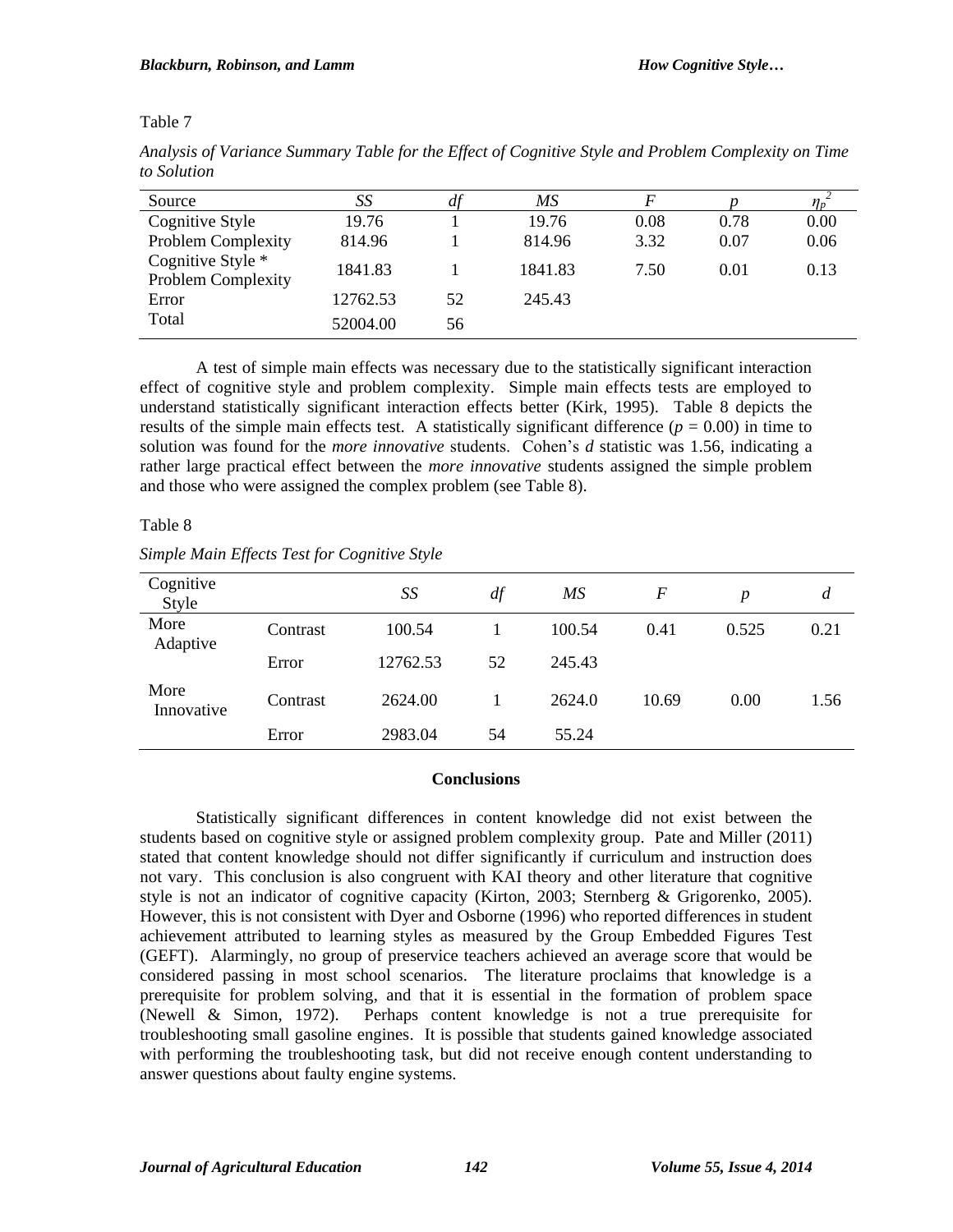Table 7

*Analysis of Variance Summary Table for the Effect of Cognitive Style and Problem Complexity on Time to Solution*

| Source | *SS* | *df* | *MS* | *F* | *p* | $\eta_p^2$ |
|---|---|---|---|---|---|---|
| Cognitive Style | 19.76 | 1 | 19.76 | 0.08 | 0.78 | 0.00 |
| Problem Complexity | 814.96 | 1 | 814.96 | 3.32 | 0.07 | 0.06 |
| Cognitive Style * Problem Complexity | 1841.83 | 1 | 1841.83 | 7.50 | 0.01 | 0.13 |
| Error | 12762.53 | 52 | 245.43 | | | |
| Total | 52004.00 | 56 | | | | |

A test of simple main effects was necessary due to the statistically significant interaction effect of cognitive style and problem complexity. Simple main effects tests are employed to understand statistically significant interaction effects better (Kirk, 1995). Table 8 depicts the results of the simple main effects test. A statistically significant difference ($p = 0.00$) in time to solution was found for the *more innovative* students. Cohen's $d$ statistic was 1.56, indicating a rather large practical effect between the *more innovative* students assigned the simple problem and those who were assigned the complex problem (see Table 8).

Table 8

*Simple Main Effects Test for Cognitive Style*

| Cognitive Style | | *SS* | *df* | *MS* | *F* | *p* | *d* |
|---|---|---|---|---|---|---|---|
| More Adaptive | Contrast | 100.54 | 1 | 100.54 | 0.41 | 0.525 | 0.21 |
| | Error | 12762.53 | 52 | 245.43 | | | |
| More Innovative | Contrast | 2624.00 | 1 | 2624.0 | 10.69 | 0.00 | 1.56 |
| | Error | 2983.04 | 54 | 55.24 | | | |

## Conclusions

Statistically significant differences in content knowledge did not exist between the students based on cognitive style or assigned problem complexity group. Pate and Miller (2011) stated that content knowledge should not differ significantly if curriculum and instruction does not vary. This conclusion is also congruent with KAI theory and other literature that cognitive style is not an indicator of cognitive capacity (Kirton, 2003; Sternberg & Grigorenko, 2005). However, this is not consistent with Dyer and Osborne (1996) who reported differences in student achievement attributed to learning styles as measured by the Group Embedded Figures Test (GEFT). Alarmingly, no group of preservice teachers achieved an average score that would be considered passing in most school scenarios. The literature proclaims that knowledge is a prerequisite for problem solving, and that it is essential in the formation of problem space (Newell & Simon, 1972). Perhaps content knowledge is not a true prerequisite for troubleshooting small gasoline engines. It is possible that students gained knowledge associated with performing the troubleshooting task, but did not receive enough content understanding to answer questions about faulty engine systems.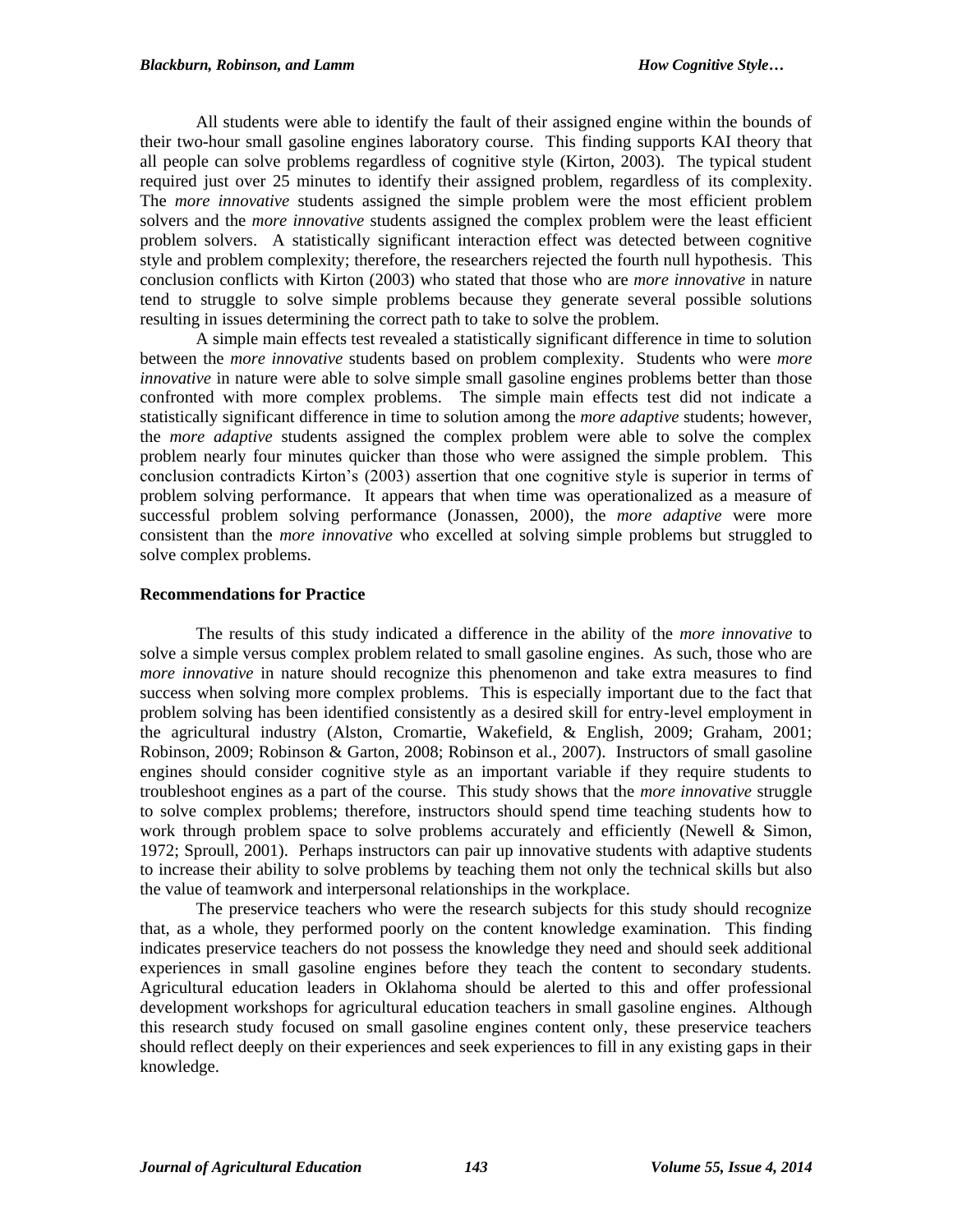All students were able to identify the fault of their assigned engine within the bounds of their two-hour small gasoline engines laboratory course. This finding supports KAI theory that all people can solve problems regardless of cognitive style (Kirton, 2003). The typical student required just over 25 minutes to identify their assigned problem, regardless of its complexity. The *more innovative* students assigned the simple problem were the most efficient problem solvers and the *more innovative* students assigned the complex problem were the least efficient problem solvers. A statistically significant interaction effect was detected between cognitive style and problem complexity; therefore, the researchers rejected the fourth null hypothesis. This conclusion conflicts with Kirton (2003) who stated that those who are *more innovative* in nature tend to struggle to solve simple problems because they generate several possible solutions resulting in issues determining the correct path to take to solve the problem.

A simple main effects test revealed a statistically significant difference in time to solution between the *more innovative* students based on problem complexity. Students who were *more innovative* in nature were able to solve simple small gasoline engines problems better than those confronted with more complex problems. The simple main effects test did not indicate a statistically significant difference in time to solution among the *more adaptive* students; however, the *more adaptive* students assigned the complex problem were able to solve the complex problem nearly four minutes quicker than those who were assigned the simple problem. This conclusion contradicts Kirton's (2003) assertion that one cognitive style is superior in terms of problem solving performance. It appears that when time was operationalized as a measure of successful problem solving performance (Jonassen, 2000), the *more adaptive* were more consistent than the *more innovative* who excelled at solving simple problems but struggled to solve complex problems.

## Recommendations for Practice

The results of this study indicated a difference in the ability of the *more innovative* to solve a simple versus complex problem related to small gasoline engines. As such, those who are *more innovative* in nature should recognize this phenomenon and take extra measures to find success when solving more complex problems. This is especially important due to the fact that problem solving has been identified consistently as a desired skill for entry-level employment in the agricultural industry (Alston, Cromartie, Wakefield, & English, 2009; Graham, 2001; Robinson, 2009; Robinson & Garton, 2008; Robinson et al., 2007). Instructors of small gasoline engines should consider cognitive style as an important variable if they require students to troubleshoot engines as a part of the course. This study shows that the *more innovative* struggle to solve complex problems; therefore, instructors should spend time teaching students how to work through problem space to solve problems accurately and efficiently (Newell & Simon, 1972; Sproull, 2001). Perhaps instructors can pair up innovative students with adaptive students to increase their ability to solve problems by teaching them not only the technical skills but also the value of teamwork and interpersonal relationships in the workplace.

The preservice teachers who were the research subjects for this study should recognize that, as a whole, they performed poorly on the content knowledge examination. This finding indicates preservice teachers do not possess the knowledge they need and should seek additional experiences in small gasoline engines before they teach the content to secondary students. Agricultural education leaders in Oklahoma should be alerted to this and offer professional development workshops for agricultural education teachers in small gasoline engines. Although this research study focused on small gasoline engines content only, these preservice teachers should reflect deeply on their experiences and seek experiences to fill in any existing gaps in their knowledge.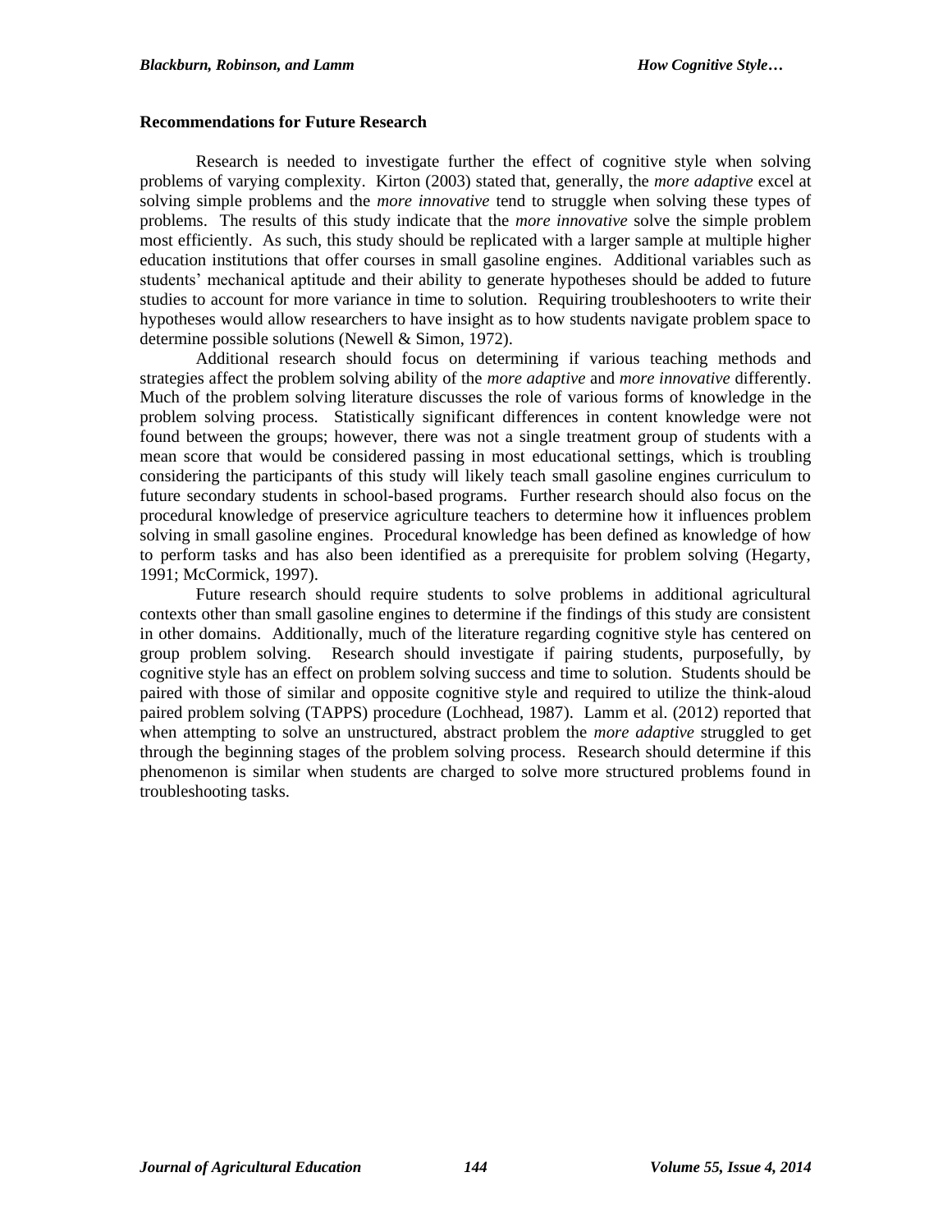### Recommendations for Future Research

Research is needed to investigate further the effect of cognitive style when solving problems of varying complexity. Kirton (2003) stated that, generally, the *more adaptive* excel at solving simple problems and the *more innovative* tend to struggle when solving these types of problems. The results of this study indicate that the *more innovative* solve the simple problem most efficiently. As such, this study should be replicated with a larger sample at multiple higher education institutions that offer courses in small gasoline engines. Additional variables such as students' mechanical aptitude and their ability to generate hypotheses should be added to future studies to account for more variance in time to solution. Requiring troubleshooters to write their hypotheses would allow researchers to have insight as to how students navigate problem space to determine possible solutions (Newell & Simon, 1972).

Additional research should focus on determining if various teaching methods and strategies affect the problem solving ability of the *more adaptive* and *more innovative* differently. Much of the problem solving literature discusses the role of various forms of knowledge in the problem solving process. Statistically significant differences in content knowledge were not found between the groups; however, there was not a single treatment group of students with a mean score that would be considered passing in most educational settings, which is troubling considering the participants of this study will likely teach small gasoline engines curriculum to future secondary students in school-based programs. Further research should also focus on the procedural knowledge of preservice agriculture teachers to determine how it influences problem solving in small gasoline engines. Procedural knowledge has been defined as knowledge of how to perform tasks and has also been identified as a prerequisite for problem solving (Hegarty, 1991; McCormick, 1997).

Future research should require students to solve problems in additional agricultural contexts other than small gasoline engines to determine if the findings of this study are consistent in other domains. Additionally, much of the literature regarding cognitive style has centered on group problem solving. Research should investigate if pairing students, purposefully, by cognitive style has an effect on problem solving success and time to solution. Students should be paired with those of similar and opposite cognitive style and required to utilize the think-aloud paired problem solving (TAPPS) procedure (Lochhead, 1987). Lamm et al. (2012) reported that when attempting to solve an unstructured, abstract problem the *more adaptive* struggled to get through the beginning stages of the problem solving process. Research should determine if this phenomenon is similar when students are charged to solve more structured problems found in troubleshooting tasks.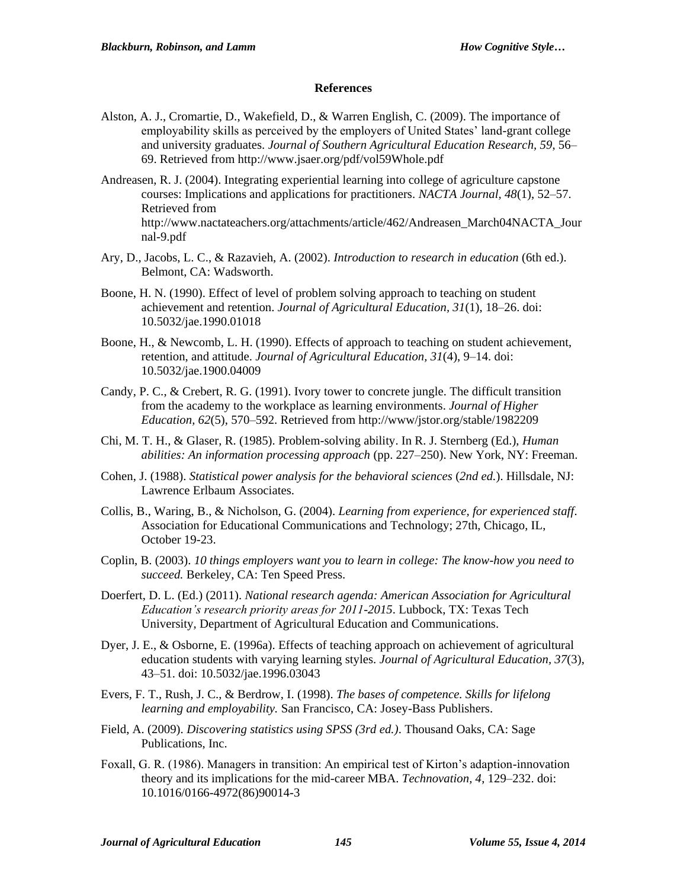## References

Alston, A. J., Cromartie, D., Wakefield, D., & Warren English, C. (2009). The importance of employability skills as perceived by the employers of United States' land-grant college and university graduates. *Journal of Southern Agricultural Education Research, 59*, 56–69. Retrieved from http://www.jsaer.org/pdf/vol59Whole.pdf

Andreasen, R. J. (2004). Integrating experiential learning into college of agriculture capstone courses: Implications and applications for practitioners. *NACTA Journal, 48*(1), 52–57. Retrieved from http://www.nactateachers.org/attachments/article/462/Andreasen_March04NACTA_Journal-9.pdf

Ary, D., Jacobs, L. C., & Razavieh, A. (2002). *Introduction to research in education* (6th ed.). Belmont, CA: Wadsworth.

Boone, H. N. (1990). Effect of level of problem solving approach to teaching on student achievement and retention. *Journal of Agricultural Education, 31*(1), 18–26. doi: 10.5032/jae.1990.01018

Boone, H., & Newcomb, L. H. (1990). Effects of approach to teaching on student achievement, retention, and attitude. *Journal of Agricultural Education, 31*(4), 9–14. doi: 10.5032/jae.1900.04009

Candy, P. C., & Crebert, R. G. (1991). Ivory tower to concrete jungle. The difficult transition from the academy to the workplace as learning environments. *Journal of Higher Education, 62*(5), 570–592. Retrieved from http://www/jstor.org/stable/1982209

Chi, M. T. H., & Glaser, R. (1985). Problem-solving ability. In R. J. Sternberg (Ed.), *Human abilities: An information processing approach* (pp. 227–250). New York, NY: Freeman.

Cohen, J. (1988). *Statistical power analysis for the behavioral sciences* (*2nd ed.*). Hillsdale, NJ: Lawrence Erlbaum Associates.

Collis, B., Waring, B., & Nicholson, G. (2004). *Learning from experience, for experienced staff*. Association for Educational Communications and Technology; 27th, Chicago, IL, October 19-23.

Coplin, B. (2003). *10 things employers want you to learn in college: The know-how you need to succeed.* Berkeley, CA: Ten Speed Press.

Doerfert, D. L. (Ed.) (2011). *National research agenda: American Association for Agricultural Education's research priority areas for 2011-2015*. Lubbock, TX: Texas Tech University, Department of Agricultural Education and Communications.

Dyer, J. E., & Osborne, E. (1996a). Effects of teaching approach on achievement of agricultural education students with varying learning styles. *Journal of Agricultural Education, 37*(3), 43–51. doi: 10.5032/jae.1996.03043

Evers, F. T., Rush, J. C., & Berdrow, I. (1998). *The bases of competence. Skills for lifelong learning and employability.* San Francisco, CA: Josey-Bass Publishers.

Field, A. (2009). *Discovering statistics using SPSS (3rd ed.)*. Thousand Oaks, CA: Sage Publications, Inc.

Foxall, G. R. (1986). Managers in transition: An empirical test of Kirton's adaption-innovation theory and its implications for the mid-career MBA. *Technovation, 4*, 129–232. doi: 10.1016/0166-4972(86)90014-3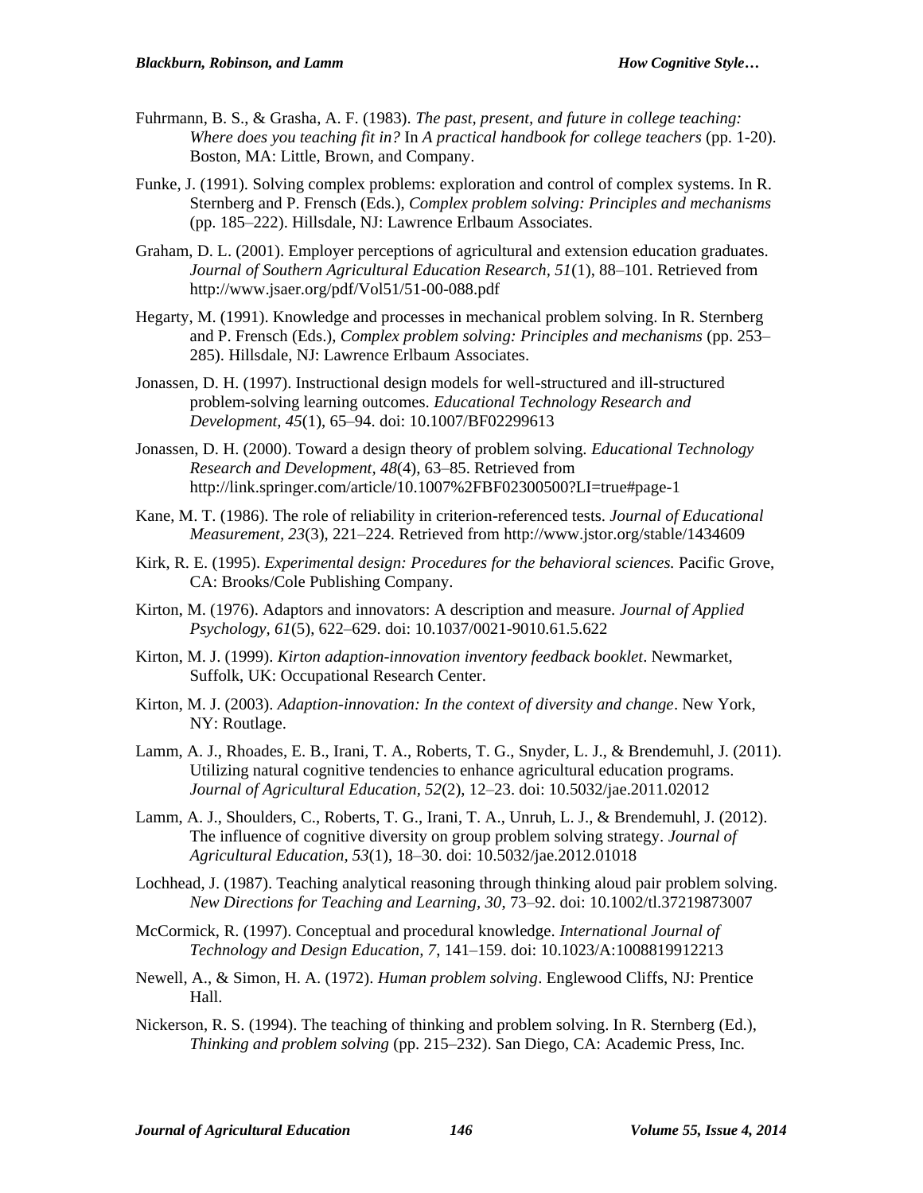Fuhrmann, B. S., & Grasha, A. F. (1983). *The past, present, and future in college teaching: Where does you teaching fit in?* In *A practical handbook for college teachers* (pp. 1-20). Boston, MA: Little, Brown, and Company.

Funke, J. (1991). Solving complex problems: exploration and control of complex systems. In R. Sternberg and P. Frensch (Eds.), *Complex problem solving: Principles and mechanisms* (pp. 185–222). Hillsdale, NJ: Lawrence Erlbaum Associates.

Graham, D. L. (2001). Employer perceptions of agricultural and extension education graduates. *Journal of Southern Agricultural Education Research*, *51*(1), 88–101. Retrieved from http://www.jsaer.org/pdf/Vol51/51-00-088.pdf

Hegarty, M. (1991). Knowledge and processes in mechanical problem solving. In R. Sternberg and P. Frensch (Eds.), *Complex problem solving: Principles and mechanisms* (pp. 253–285). Hillsdale, NJ: Lawrence Erlbaum Associates.

Jonassen, D. H. (1997). Instructional design models for well-structured and ill-structured problem-solving learning outcomes. *Educational Technology Research and Development, 45*(1), 65–94. doi: 10.1007/BF02299613

Jonassen, D. H. (2000). Toward a design theory of problem solving. *Educational Technology Research and Development, 48*(4), 63–85. Retrieved from http://link.springer.com/article/10.1007%2FBF02300500?LI=true#page-1

Kane, M. T. (1986). The role of reliability in criterion-referenced tests. *Journal of Educational Measurement, 23*(3), 221–224. Retrieved from http://www.jstor.org/stable/1434609

Kirk, R. E. (1995). *Experimental design: Procedures for the behavioral sciences.* Pacific Grove, CA: Brooks/Cole Publishing Company.

Kirton, M. (1976). Adaptors and innovators: A description and measure. *Journal of Applied Psychology, 61*(5), 622–629. doi: 10.1037/0021-9010.61.5.622

Kirton, M. J. (1999). *Kirton adaption-innovation inventory feedback booklet*. Newmarket, Suffolk, UK: Occupational Research Center.

Kirton, M. J. (2003). *Adaption-innovation: In the context of diversity and change*. New York, NY: Routlage.

Lamm, A. J., Rhoades, E. B., Irani, T. A., Roberts, T. G., Snyder, L. J., & Brendemuhl, J. (2011). Utilizing natural cognitive tendencies to enhance agricultural education programs. *Journal of Agricultural Education, 52*(2), 12–23. doi: 10.5032/jae.2011.02012

Lamm, A. J., Shoulders, C., Roberts, T. G., Irani, T. A., Unruh, L. J., & Brendemuhl, J. (2012). The influence of cognitive diversity on group problem solving strategy. *Journal of Agricultural Education, 53*(1), 18–30. doi: 10.5032/jae.2012.01018

Lochhead, J. (1987). Teaching analytical reasoning through thinking aloud pair problem solving. *New Directions for Teaching and Learning, 30*, 73–92. doi: 10.1002/tl.37219873007

McCormick, R. (1997). Conceptual and procedural knowledge. *International Journal of Technology and Design Education, 7*, 141–159. doi: 10.1023/A:1008819912213

Newell, A., & Simon, H. A. (1972). *Human problem solving*. Englewood Cliffs, NJ: Prentice Hall.

Nickerson, R. S. (1994). The teaching of thinking and problem solving. In R. Sternberg (Ed.), *Thinking and problem solving* (pp. 215–232). San Diego, CA: Academic Press, Inc.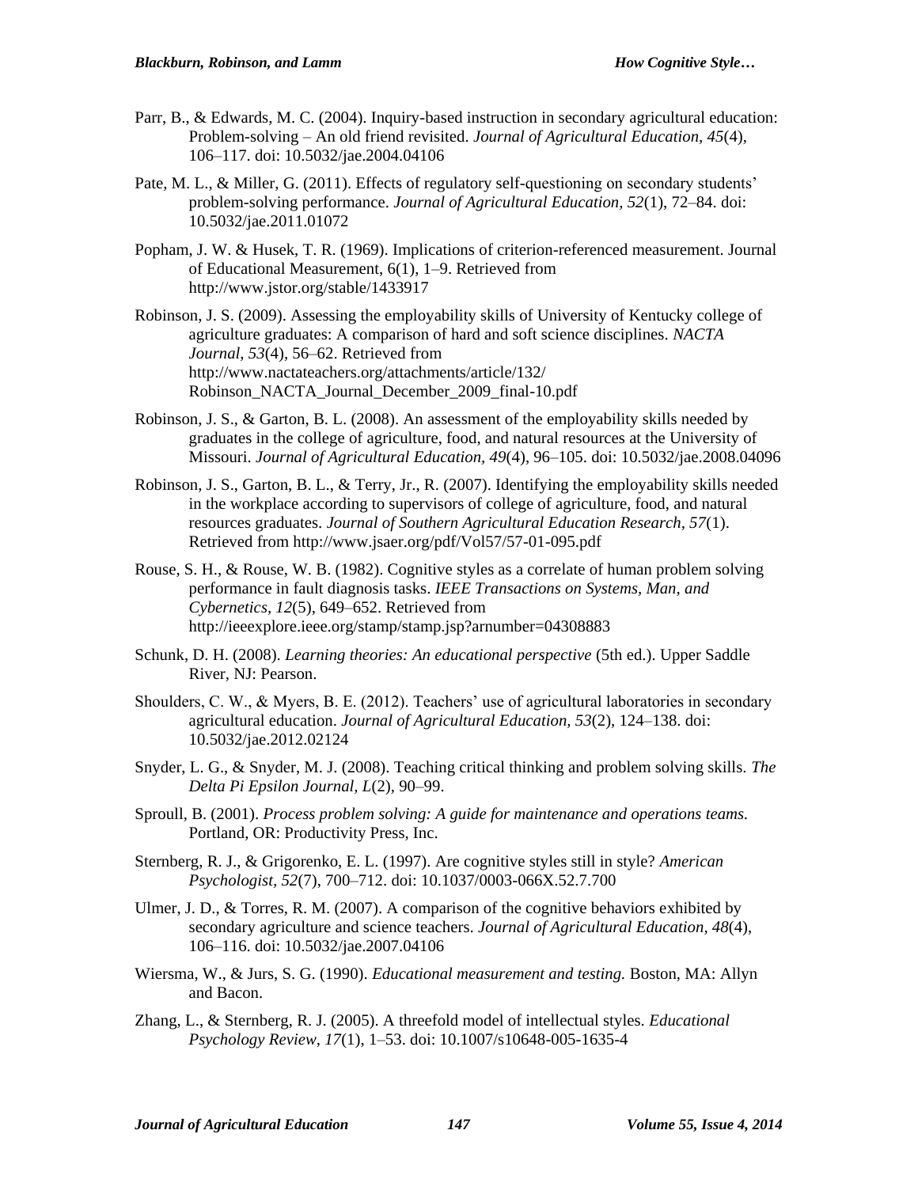Parr, B., & Edwards, M. C. (2004). Inquiry-based instruction in secondary agricultural education: Problem-solving – An old friend revisited. *Journal of Agricultural Education*, *45*(4), 106–117. doi: 10.5032/jae.2004.04106

Pate, M. L., & Miller, G. (2011). Effects of regulatory self-questioning on secondary students' problem-solving performance. *Journal of Agricultural Education, 52*(1), 72–84. doi: 10.5032/jae.2011.01072

Popham, J. W. & Husek, T. R. (1969). Implications of criterion-referenced measurement. Journal of Educational Measurement, 6(1), 1–9. Retrieved from http://www.jstor.org/stable/1433917

Robinson, J. S. (2009). Assessing the employability skills of University of Kentucky college of agriculture graduates: A comparison of hard and soft science disciplines. *NACTA Journal, 53*(4), 56–62. Retrieved from http://www.nactateachers.org/attachments/article/132/Robinson_NACTA_Journal_December_2009_final-10.pdf

Robinson, J. S., & Garton, B. L. (2008). An assessment of the employability skills needed by graduates in the college of agriculture, food, and natural resources at the University of Missouri. *Journal of Agricultural Education*, *49*(4), 96–105. doi: 10.5032/jae.2008.04096

Robinson, J. S., Garton, B. L., & Terry, Jr., R. (2007). Identifying the employability skills needed in the workplace according to supervisors of college of agriculture, food, and natural resources graduates. *Journal of Southern Agricultural Education Research, 57*(1). Retrieved from http://www.jsaer.org/pdf/Vol57/57-01-095.pdf

Rouse, S. H., & Rouse, W. B. (1982). Cognitive styles as a correlate of human problem solving performance in fault diagnosis tasks. *IEEE Transactions on Systems, Man, and Cybernetics, 12*(5), 649–652. Retrieved from http://ieeexplore.ieee.org/stamp/stamp.jsp?arnumber=04308883

Schunk, D. H. (2008). *Learning theories: An educational perspective* (5th ed.). Upper Saddle River, NJ: Pearson.

Shoulders, C. W., & Myers, B. E. (2012). Teachers' use of agricultural laboratories in secondary agricultural education. *Journal of Agricultural Education, 53*(2), 124–138. doi: 10.5032/jae.2012.02124

Snyder, L. G., & Snyder, M. J. (2008). Teaching critical thinking and problem solving skills. *The Delta Pi Epsilon Journal, L*(2), 90–99.

Sproull, B. (2001). *Process problem solving: A guide for maintenance and operations teams.* Portland, OR: Productivity Press, Inc.

Sternberg, R. J., & Grigorenko, E. L. (1997). Are cognitive styles still in style? *American Psychologist*, *52*(7), 700–712. doi: 10.1037/0003-066X.52.7.700

Ulmer, J. D., & Torres, R. M. (2007). A comparison of the cognitive behaviors exhibited by secondary agriculture and science teachers. *Journal of Agricultural Education, 48*(4), 106–116. doi: 10.5032/jae.2007.04106

Wiersma, W., & Jurs, S. G. (1990). *Educational measurement and testing.* Boston, MA: Allyn and Bacon.

Zhang, L., & Sternberg, R. J. (2005). A threefold model of intellectual styles. *Educational Psychology Review, 17*(1), 1–53. doi: 10.1007/s10648-005-1635-4